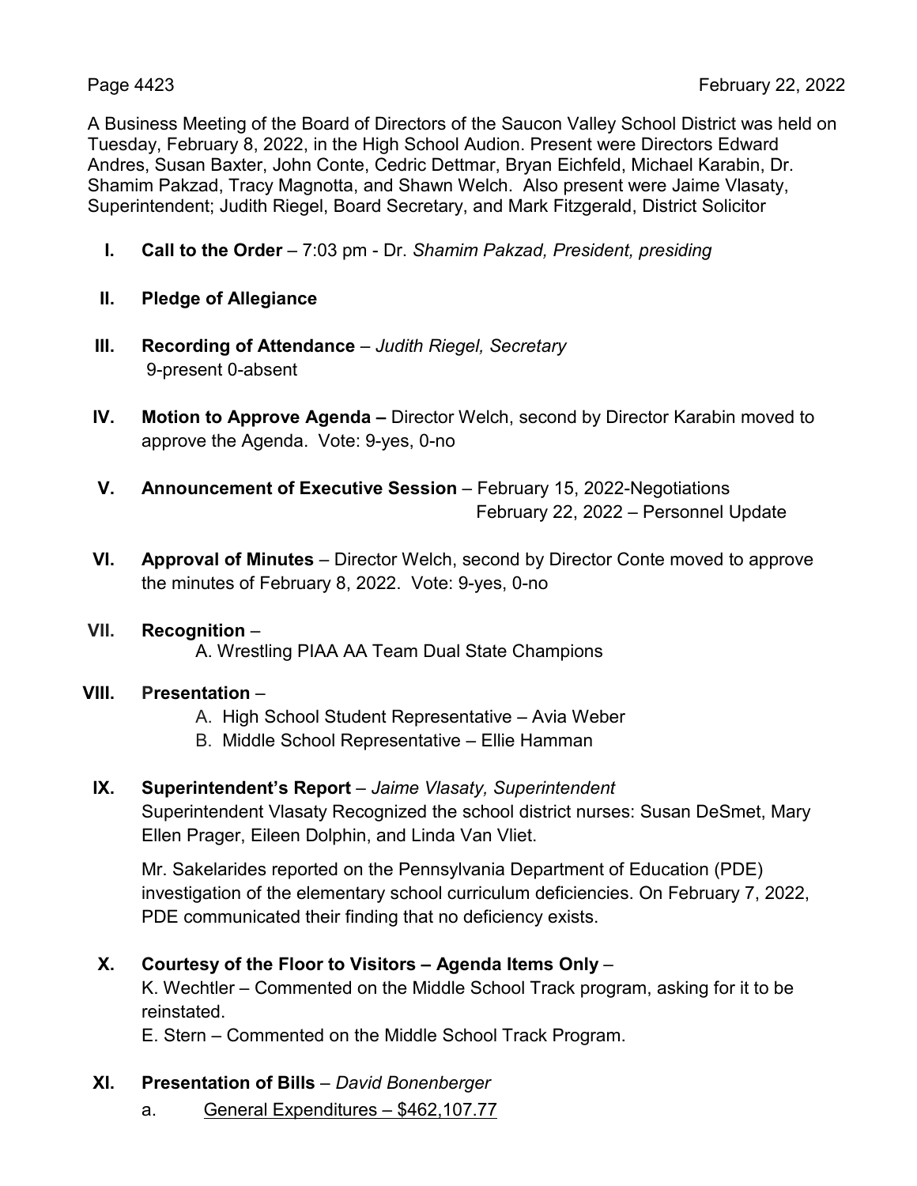A Business Meeting of the Board of Directors of the Saucon Valley School District was held on Tuesday, February 8, 2022, in the High School Audion. Present were Directors Edward Andres, Susan Baxter, John Conte, Cedric Dettmar, Bryan Eichfeld, Michael Karabin, Dr. Shamim Pakzad, Tracy Magnotta, and Shawn Welch. Also present were Jaime Vlasaty, Superintendent; Judith Riegel, Board Secretary, and Mark Fitzgerald, District Solicitor

**I. Call to the Order** – 7:03 pm - Dr. *Shamim Pakzad, President, presiding*

**II. Pledge of Allegiance**

**III. Recording of Attendance** – *Judith Riegel, Secretary*
9-present 0-absent

**IV. Motion to Approve Agenda –** Director Welch, second by Director Karabin moved to approve the Agenda. Vote: 9-yes, 0-no

**V. Announcement of Executive Session** – February 15, 2022-Negotiations
February 22, 2022 – Personnel Update

**VI. Approval of Minutes** – Director Welch, second by Director Conte moved to approve the minutes of February 8, 2022. Vote: 9-yes, 0-no

**VII. Recognition** –

A. Wrestling PIAA AA Team Dual State Champions

**VIII. Presentation** –

A. High School Student Representative – Avia Weber
B. Middle School Representative – Ellie Hamman

**IX. Superintendent's Report** – *Jaime Vlasaty, Superintendent*

Superintendent Vlasaty Recognized the school district nurses: Susan DeSmet, Mary Ellen Prager, Eileen Dolphin, and Linda Van Vliet.

Mr. Sakelarides reported on the Pennsylvania Department of Education (PDE) investigation of the elementary school curriculum deficiencies. On February 7, 2022, PDE communicated their finding that no deficiency exists.

**X. Courtesy of the Floor to Visitors – Agenda Items Only** –

K. Wechtler – Commented on the Middle School Track program, asking for it to be reinstated.

E. Stern – Commented on the Middle School Track Program.

**XI. Presentation of Bills** – *David Bonenberger*

a. General Expenditures – $462,107.77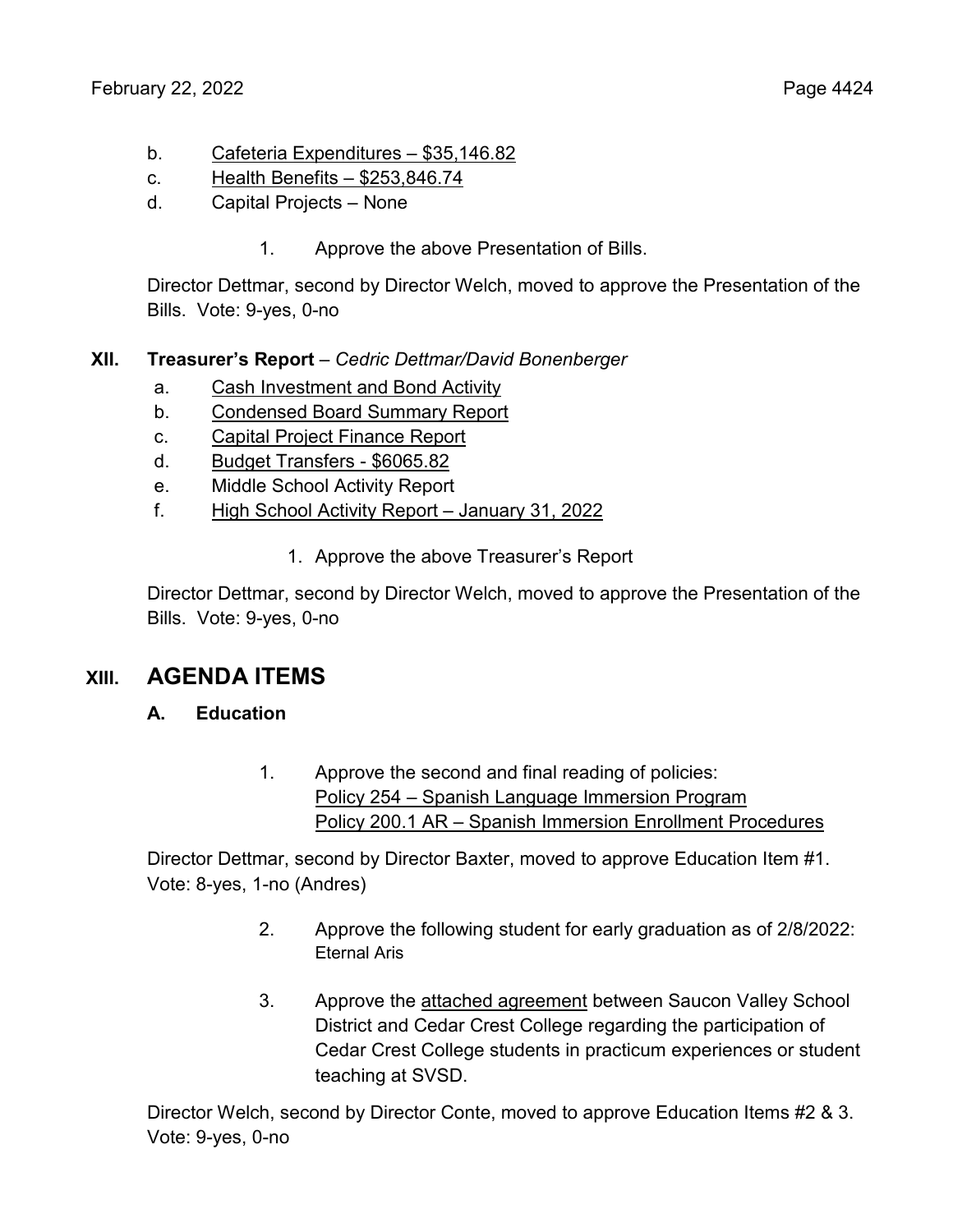b. Cafeteria Expenditures – $35,146.82
c. Health Benefits – $253,846.74
d. Capital Projects – None

1. Approve the above Presentation of Bills.

Director Dettmar, second by Director Welch, moved to approve the Presentation of the Bills. Vote: 9-yes, 0-no

## XII. Treasurer's Report – *Cedric Dettmar/David Bonenberger*

a. Cash Investment and Bond Activity
b. Condensed Board Summary Report
c. Capital Project Finance Report
d. Budget Transfers - $6065.82
e. Middle School Activity Report
f. High School Activity Report – January 31, 2022

1. Approve the above Treasurer's Report

Director Dettmar, second by Director Welch, moved to approve the Presentation of the Bills. Vote: 9-yes, 0-no

# XIII. AGENDA ITEMS

### A. Education

1. Approve the second and final reading of policies:
   Policy 254 – Spanish Language Immersion Program
   Policy 200.1 AR – Spanish Immersion Enrollment Procedures

Director Dettmar, second by Director Baxter, moved to approve Education Item #1. Vote: 8-yes, 1-no (Andres)

2. Approve the following student for early graduation as of 2/8/2022:
   Eternal Aris

3. Approve the attached agreement between Saucon Valley School District and Cedar Crest College regarding the participation of Cedar Crest College students in practicum experiences or student teaching at SVSD.

Director Welch, second by Director Conte, moved to approve Education Items #2 & 3. Vote: 9-yes, 0-no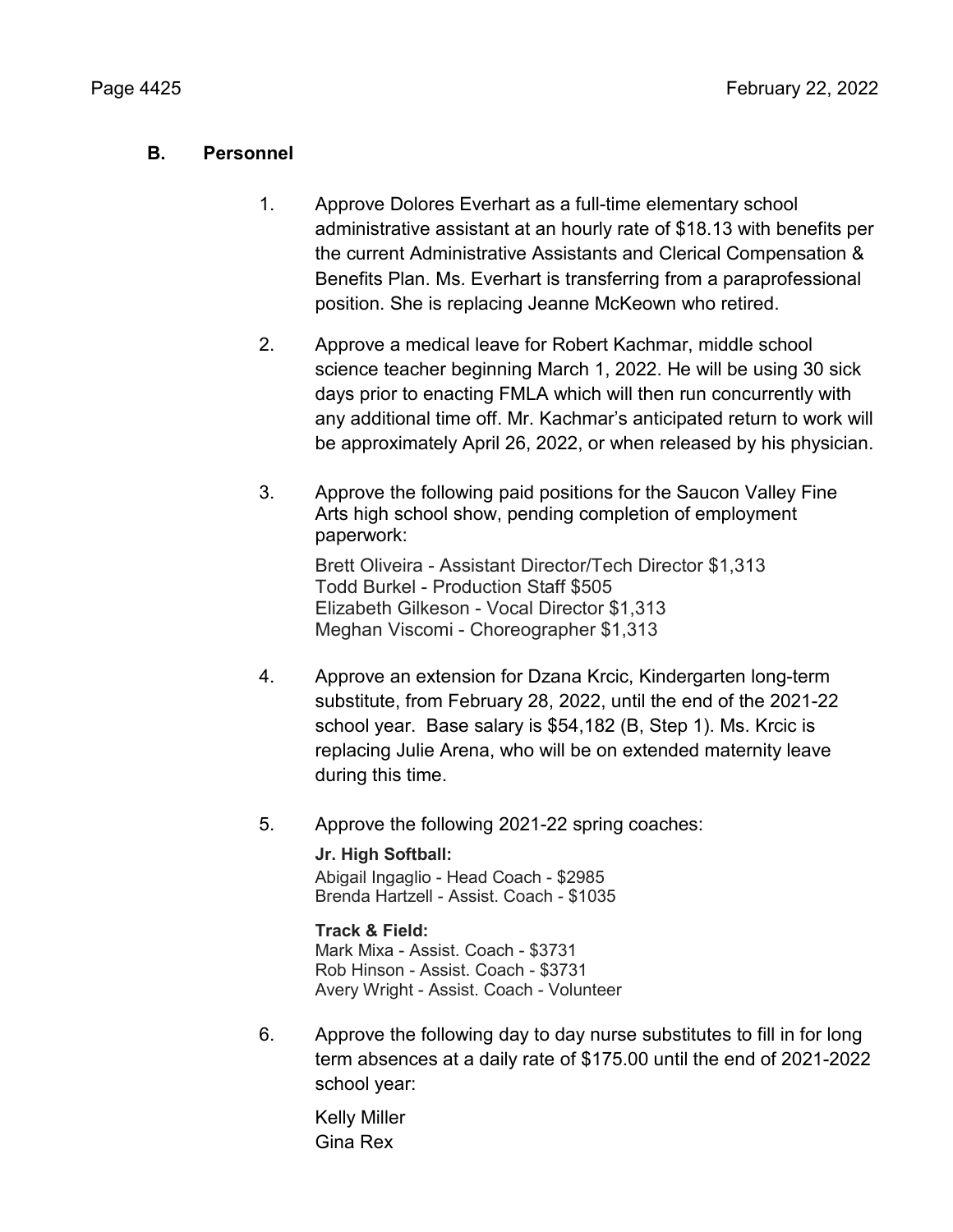## B. Personnel

1. Approve Dolores Everhart as a full-time elementary school administrative assistant at an hourly rate of $18.13 with benefits per the current Administrative Assistants and Clerical Compensation & Benefits Plan. Ms. Everhart is transferring from a paraprofessional position. She is replacing Jeanne McKeown who retired.

2. Approve a medical leave for Robert Kachmar, middle school science teacher beginning March 1, 2022. He will be using 30 sick days prior to enacting FMLA which will then run concurrently with any additional time off. Mr. Kachmar's anticipated return to work will be approximately April 26, 2022, or when released by his physician.

3. Approve the following paid positions for the Saucon Valley Fine Arts high school show, pending completion of employment paperwork:

   Brett Oliveira - Assistant Director/Tech Director $1,313
   Todd Burkel - Production Staff $505
   Elizabeth Gilkeson - Vocal Director $1,313
   Meghan Viscomi - Choreographer $1,313

4. Approve an extension for Dzana Krcic, Kindergarten long-term substitute, from February 28, 2022, until the end of the 2021-22 school year. Base salary is $54,182 (B, Step 1). Ms. Krcic is replacing Julie Arena, who will be on extended maternity leave during this time.

5. Approve the following 2021-22 spring coaches:

   **Jr. High Softball:**
   Abigail Ingaglio - Head Coach - $2985
   Brenda Hartzell - Assist. Coach - $1035

   **Track & Field:**
   Mark Mixa - Assist. Coach - $3731
   Rob Hinson - Assist. Coach - $3731
   Avery Wright - Assist. Coach - Volunteer

6. Approve the following day to day nurse substitutes to fill in for long term absences at a daily rate of $175.00 until the end of 2021-2022 school year:

   Kelly Miller
   Gina Rex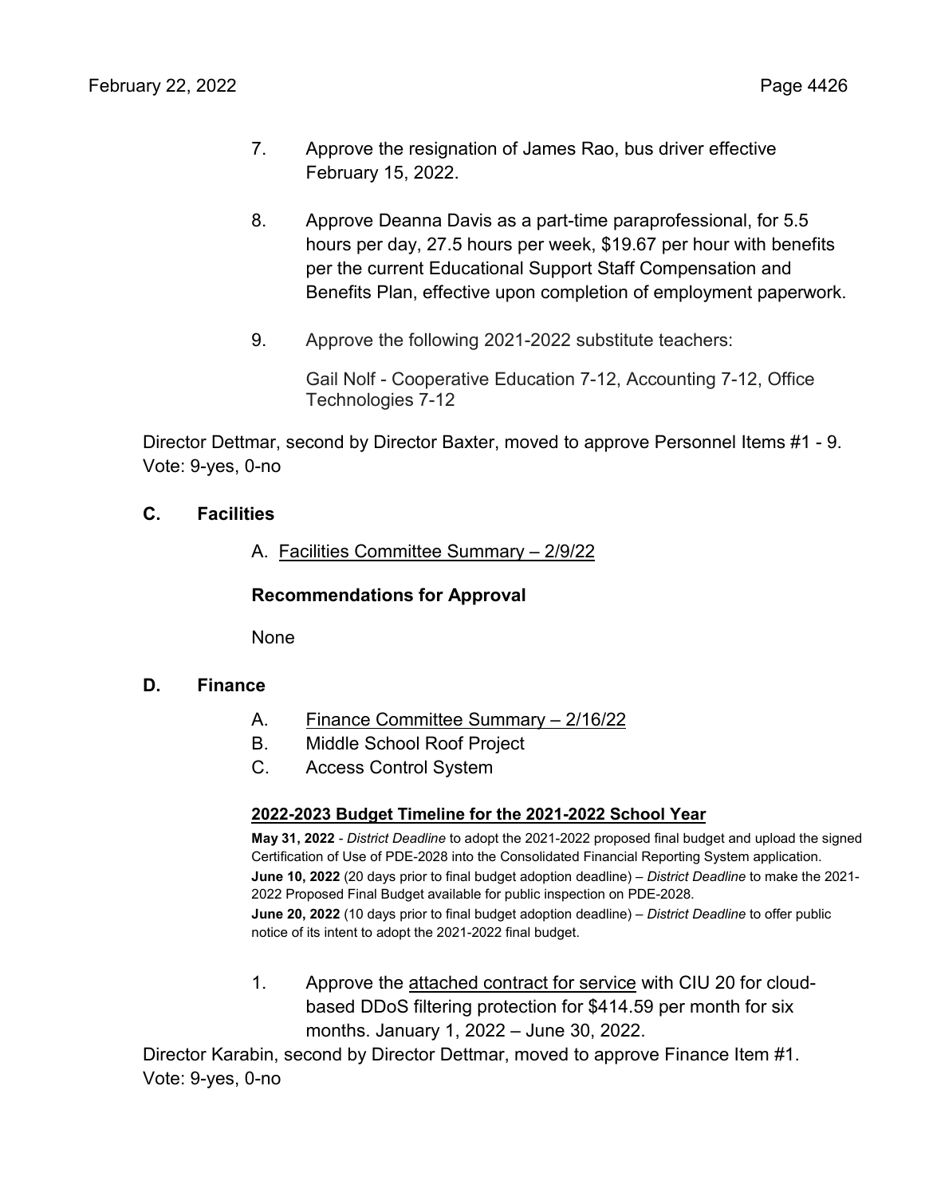7. Approve the resignation of James Rao, bus driver effective February 15, 2022.

8. Approve Deanna Davis as a part-time paraprofessional, for 5.5 hours per day, 27.5 hours per week, $19.67 per hour with benefits per the current Educational Support Staff Compensation and Benefits Plan, effective upon completion of employment paperwork.

9. Approve the following 2021-2022 substitute teachers:

   Gail Nolf - Cooperative Education 7-12, Accounting 7-12, Office Technologies 7-12

Director Dettmar, second by Director Baxter, moved to approve Personnel Items #1 - 9. Vote: 9-yes, 0-no

## C. Facilities

A. Facilities Committee Summary – 2/9/22

**Recommendations for Approval**

None

## D. Finance

A. Finance Committee Summary – 2/16/22
B. Middle School Roof Project
C. Access Control System

**2022-2023 Budget Timeline for the 2021-2022 School Year**

**May 31, 2022** - *District Deadline* to adopt the 2021-2022 proposed final budget and upload the signed Certification of Use of PDE-2028 into the Consolidated Financial Reporting System application.
**June 10, 2022** (20 days prior to final budget adoption deadline) – *District Deadline* to make the 2021-2022 Proposed Final Budget available for public inspection on PDE-2028.
**June 20, 2022** (10 days prior to final budget adoption deadline) – *District Deadline* to offer public notice of its intent to adopt the 2021-2022 final budget.

1. Approve the attached contract for service with CIU 20 for cloud-based DDoS filtering protection for $414.59 per month for six months. January 1, 2022 – June 30, 2022.

Director Karabin, second by Director Dettmar, moved to approve Finance Item #1. Vote: 9-yes, 0-no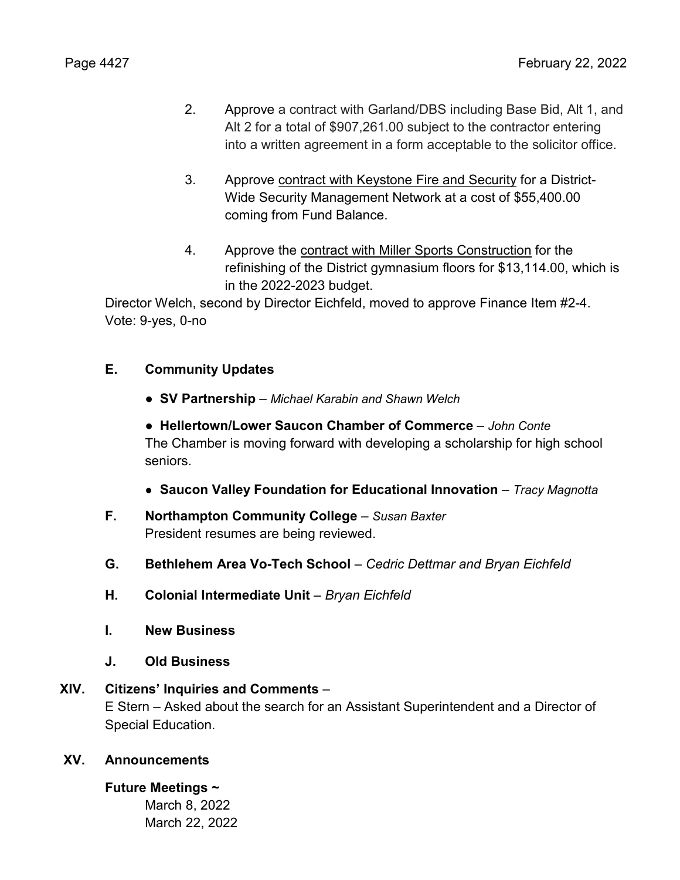2. Approve a contract with Garland/DBS including Base Bid, Alt 1, and Alt 2 for a total of $907,261.00 subject to the contractor entering into a written agreement in a form acceptable to the solicitor office.

3. Approve contract with Keystone Fire and Security for a District-Wide Security Management Network at a cost of $55,400.00 coming from Fund Balance.

4. Approve the contract with Miller Sports Construction for the refinishing of the District gymnasium floors for $13,114.00, which is in the 2022-2023 budget.

Director Welch, second by Director Eichfeld, moved to approve Finance Item #2-4.
Vote: 9-yes, 0-no

**E. Community Updates**

- **SV Partnership** – *Michael Karabin and Shawn Welch*
- **Hellertown/Lower Saucon Chamber of Commerce** – *John Conte*
  The Chamber is moving forward with developing a scholarship for high school seniors.
- **Saucon Valley Foundation for Educational Innovation** – *Tracy Magnotta*

**F. Northampton Community College** – *Susan Baxter*
President resumes are being reviewed.

**G. Bethlehem Area Vo-Tech School** – *Cedric Dettmar and Bryan Eichfeld*

**H. Colonial Intermediate Unit** – *Bryan Eichfeld*

**I. New Business**

**J. Old Business**

**XIV. Citizens' Inquiries and Comments** –
E Stern – Asked about the search for an Assistant Superintendent and a Director of Special Education.

**XV. Announcements**

**Future Meetings ~**
March 8, 2022
March 22, 2022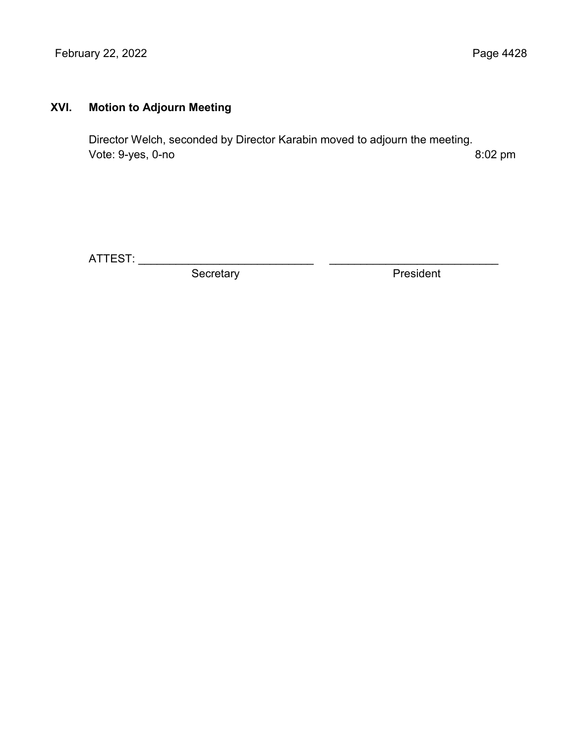## XVI. Motion to Adjourn Meeting

Director Welch, seconded by Director Karabin moved to adjourn the meeting.
Vote: 9-yes, 0-no 8:02 pm

ATTEST: ____________________________ ___________________________

Secretary President